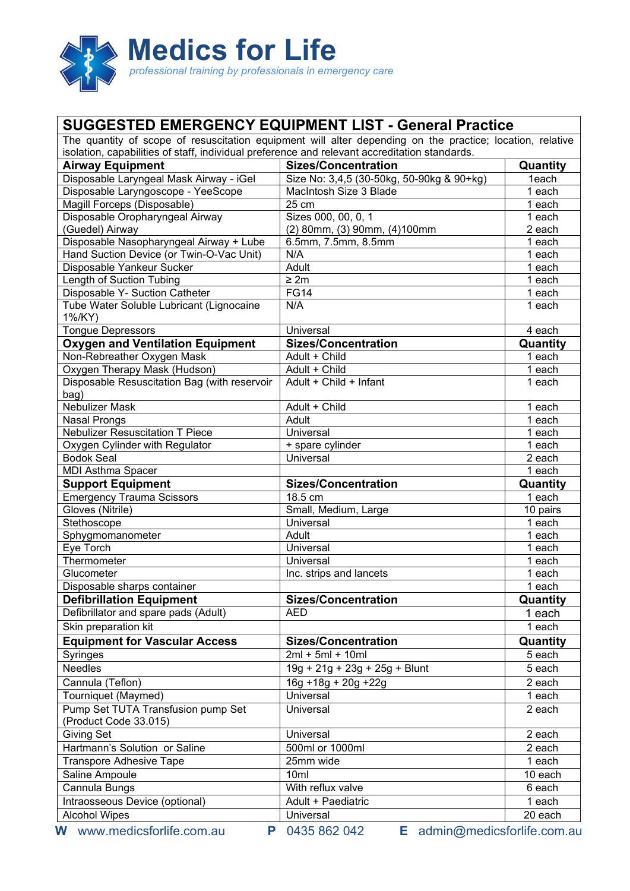# Medics for Life

*professional training by professionals in emergency care*

## SUGGESTED EMERGENCY EQUIPMENT LIST - General Practice

The quantity of scope of resuscitation equipment will alter depending on the practice; location, relative isolation, capabilities of staff, individual preference and relevant accreditation standards.

| **Airway Equipment** | **Sizes/Concentration** | **Quantity** |
|---|---|---|
| Disposable Laryngeal Mask Airway - iGel | Size No: 3,4,5 (30-50kg, 50-90kg & 90+kg) | 1each |
| Disposable Laryngoscope - YeeScope | MacIntosh Size 3 Blade | 1 each |
| Magill Forceps (Disposable) | 25 cm | 1 each |
| Disposable Oropharyngeal Airway (Guedel) Airway | Sizes 000, 00, 0, 1<br>(2) 80mm, (3) 90mm, (4)100mm | 1 each<br>2 each |
| Disposable Nasopharyngeal Airway + Lube | 6.5mm, 7.5mm, 8.5mm | 1 each |
| Hand Suction Device (or Twin-O-Vac Unit) | N/A | 1 each |
| Disposable Yankeur Sucker | Adult | 1 each |
| Length of Suction Tubing | ≥ 2m | 1 each |
| Disposable Y- Suction Catheter | FG14 | 1 each |
| Tube Water Soluble Lubricant (Lignocaine 1%/KY) | N/A | 1 each |
| Tongue Depressors | Universal | 4 each |
| **Oxygen and Ventilation Equipment** | **Sizes/Concentration** | **Quantity** |
| Non-Rebreather Oxygen Mask | Adult + Child | 1 each |
| Oxygen Therapy Mask (Hudson) | Adult + Child | 1 each |
| Disposable Resuscitation Bag (with reservoir bag) | Adult + Child + Infant | 1 each |
| Nebulizer Mask | Adult + Child | 1 each |
| Nasal Prongs | Adult | 1 each |
| Nebulizer Resuscitation T Piece | Universal | 1 each |
| Oxygen Cylinder with Regulator | + spare cylinder | 1 each |
| Bodok Seal | Universal | 2 each |
| MDI Asthma Spacer | | 1 each |
| **Support Equipment** | **Sizes/Concentration** | **Quantity** |
| Emergency Trauma Scissors | 18.5 cm | 1 each |
| Gloves (Nitrile) | Small, Medium, Large | 10 pairs |
| Stethoscope | Universal | 1 each |
| Sphygmomanometer | Adult | 1 each |
| Eye Torch | Universal | 1 each |
| Thermometer | Universal | 1 each |
| Glucometer | Inc. strips and lancets | 1 each |
| Disposable sharps container | | 1 each |
| **Defibrillation Equipment** | **Sizes/Concentration** | **Quantity** |
| Defibrillator and spare pads (Adult) | AED | 1 each |
| Skin preparation kit | | 1 each |
| **Equipment for Vascular Access** | **Sizes/Concentration** | **Quantity** |
| Syringes | 2ml + 5ml + 10ml | 5 each |
| Needles | 19g + 21g + 23g + 25g + Blunt | 5 each |
| Cannula (Teflon) | 16g +18g + 20g +22g | 2 each |
| Tourniquet (Maymed) | Universal | 1 each |
| Pump Set TUTA Transfusion pump Set (Product Code 33.015) | Universal | 2 each |
| Giving Set | Universal | 2 each |
| Hartmann's Solution or Saline | 500ml or 1000ml | 2 each |
| Transpore Adhesive Tape | 25mm wide | 1 each |
| Saline Ampoule | 10ml | 10 each |
| Cannula Bungs | With reflux valve | 6 each |
| Intraosseous Device (optional) | Adult + Paediatric | 1 each |
| Alcohol Wipes | Universal | 20 each |

**W** www.medicsforlife.com.au **P** 0435 862 042 **E** admin@medicsforlife.com.au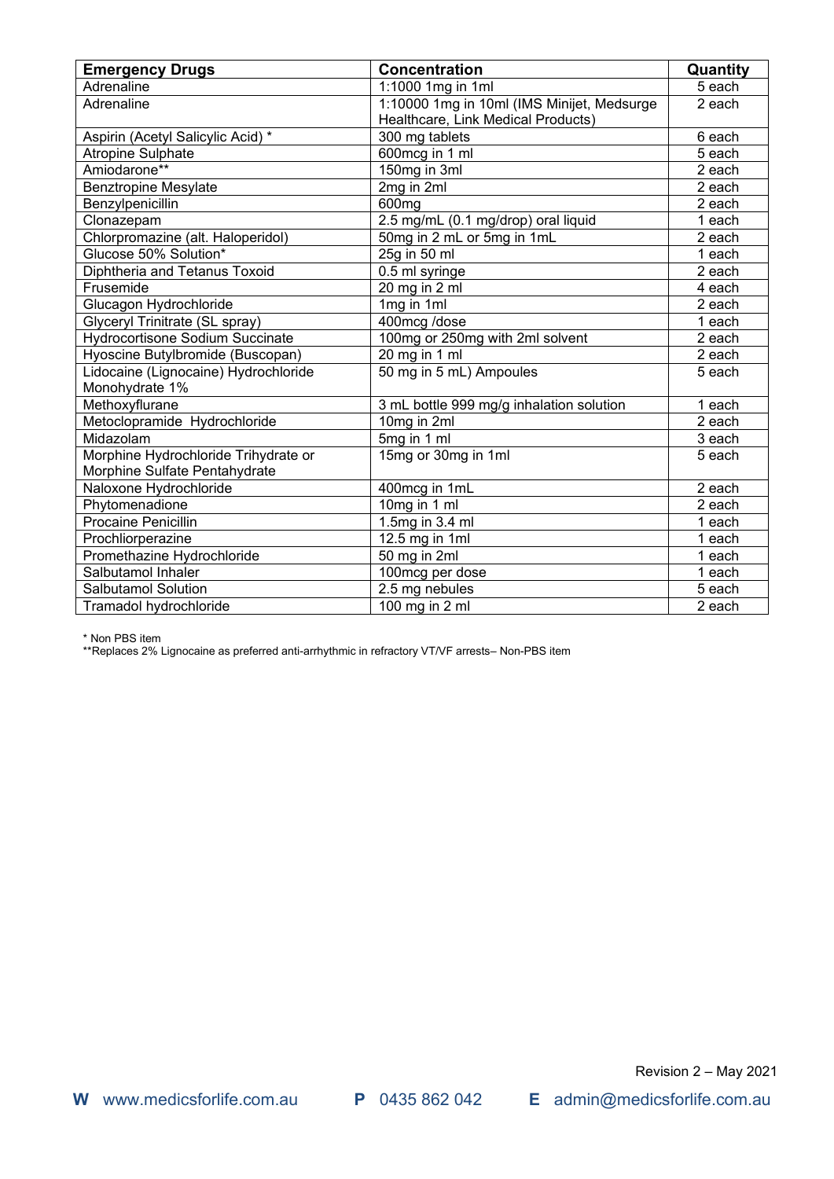| Emergency Drugs | Concentration | Quantity |
|---|---|---|
| Adrenaline | 1:1000 1mg in 1ml | 5 each |
| Adrenaline | 1:10000 1mg in 10ml (IMS Minijet, Medsurge Healthcare, Link Medical Products) | 2 each |
| Aspirin (Acetyl Salicylic Acid) * | 300 mg tablets | 6 each |
| Atropine Sulphate | 600mcg in 1 ml | 5 each |
| Amiodarone** | 150mg in 3ml | 2 each |
| Benztropine Mesylate | 2mg in 2ml | 2 each |
| Benzylpenicillin | 600mg | 2 each |
| Clonazepam | 2.5 mg/mL (0.1 mg/drop) oral liquid | 1 each |
| Chlorpromazine (alt. Haloperidol) | 50mg in 2 mL or 5mg in 1mL | 2 each |
| Glucose 50% Solution* | 25g in 50 ml | 1 each |
| Diphtheria and Tetanus Toxoid | 0.5 ml syringe | 2 each |
| Frusemide | 20 mg in 2 ml | 4 each |
| Glucagon Hydrochloride | 1mg in 1ml | 2 each |
| Glyceryl Trinitrate (SL spray) | 400mcg /dose | 1 each |
| Hydrocortisone Sodium Succinate | 100mg or 250mg with 2ml solvent | 2 each |
| Hyoscine Butylbromide (Buscopan) | 20 mg in 1 ml | 2 each |
| Lidocaine (Lignocaine) Hydrochloride Monohydrate 1% | 50 mg in 5 mL) Ampoules | 5 each |
| Methoxyflurane | 3 mL bottle 999 mg/g inhalation solution | 1 each |
| Metoclopramide Hydrochloride | 10mg in 2ml | 2 each |
| Midazolam | 5mg in 1 ml | 3 each |
| Morphine Hydrochloride Trihydrate or Morphine Sulfate Pentahydrate | 15mg or 30mg in 1ml | 5 each |
| Naloxone Hydrochloride | 400mcg in 1mL | 2 each |
| Phytomenadione | 10mg in 1 ml | 2 each |
| Procaine Penicillin | 1.5mg in 3.4 ml | 1 each |
| Prochliorperazine | 12.5 mg in 1ml | 1 each |
| Promethazine Hydrochloride | 50 mg in 2ml | 1 each |
| Salbutamol Inhaler | 100mcg per dose | 1 each |
| Salbutamol Solution | 2.5 mg nebules | 5 each |
| Tramadol hydrochloride | 100 mg in 2 ml | 2 each |

\* Non PBS item
\*\*Replaces 2% Lignocaine as preferred anti-arrhythmic in refractory VT/VF arrests– Non-PBS item

Revision 2 – May 2021

**W** www.medicsforlife.com.au **P** 0435 862 042 **E** admin@medicsforlife.com.au